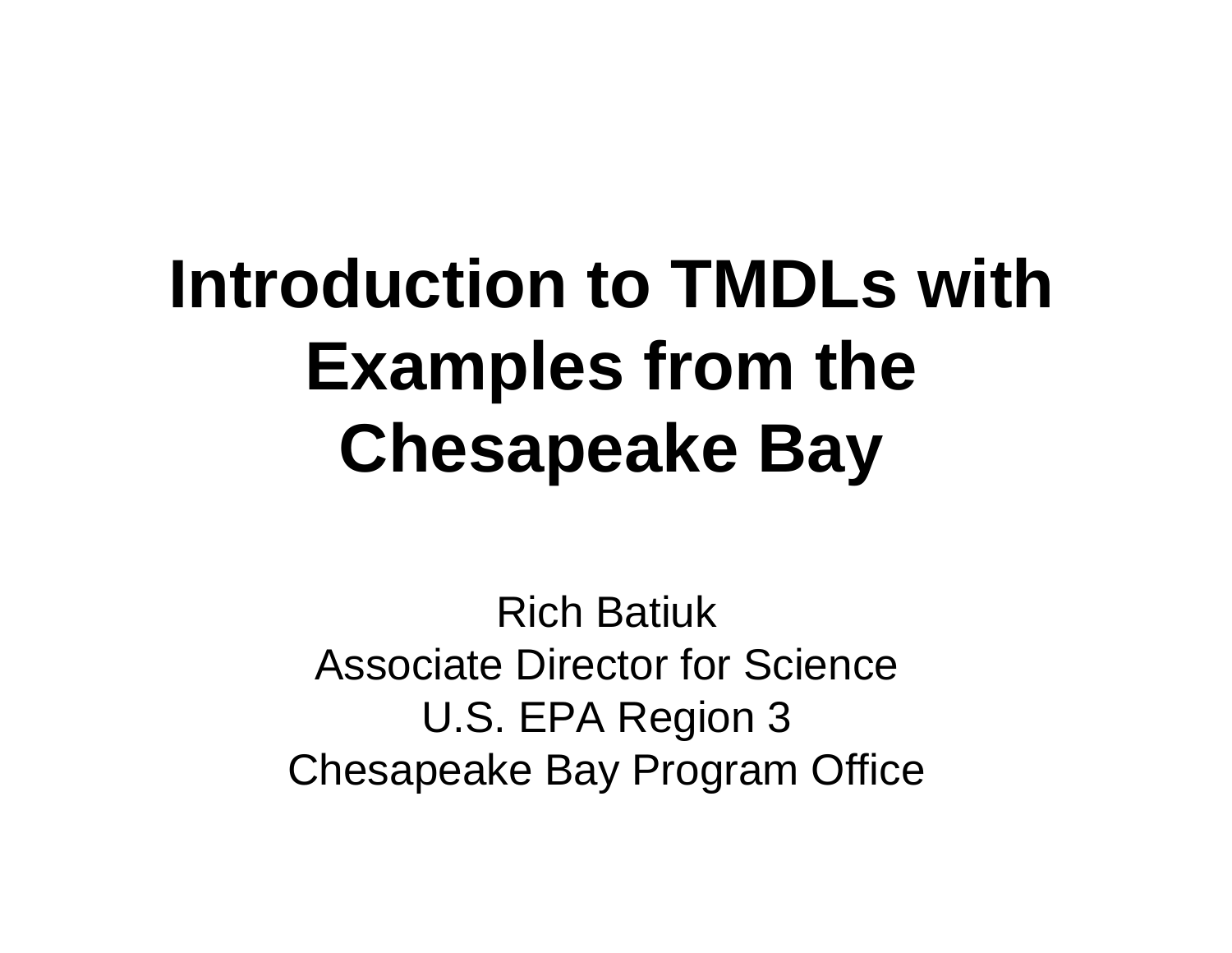# Introduction to TMDLs with Examples from the Chesapeake Bay

Rich Batiuk
Associate Director for Science
U.S. EPA Region 3
Chesapeake Bay Program Office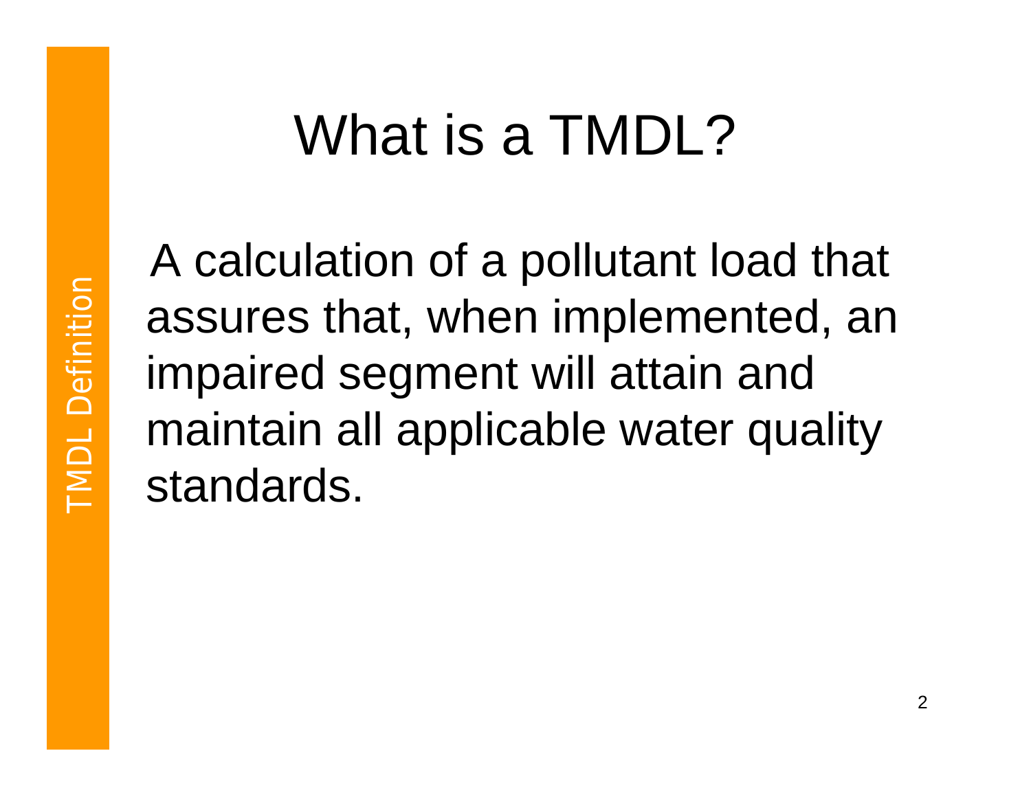TMDL Definition

# What is a TMDL?

A calculation of a pollutant load that assures that, when implemented, an impaired segment will attain and maintain all applicable water quality standards.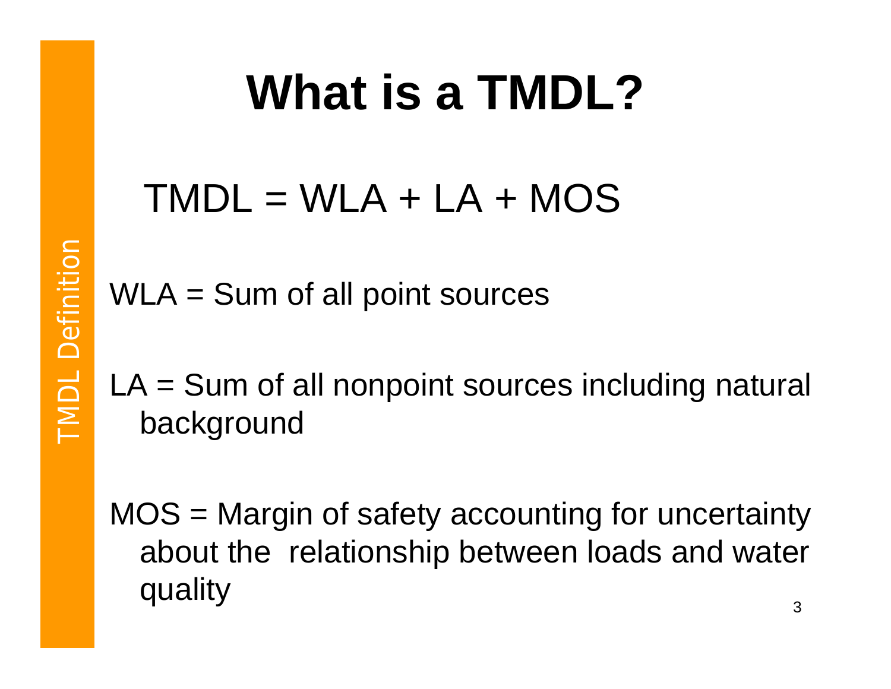# What is a TMDL?

TMDL Definition

$$TMDL = WLA + LA + MOS$$

WLA = Sum of all point sources

LA = Sum of all nonpoint sources including natural background

MOS = Margin of safety accounting for uncertainty about the relationship between loads and water quality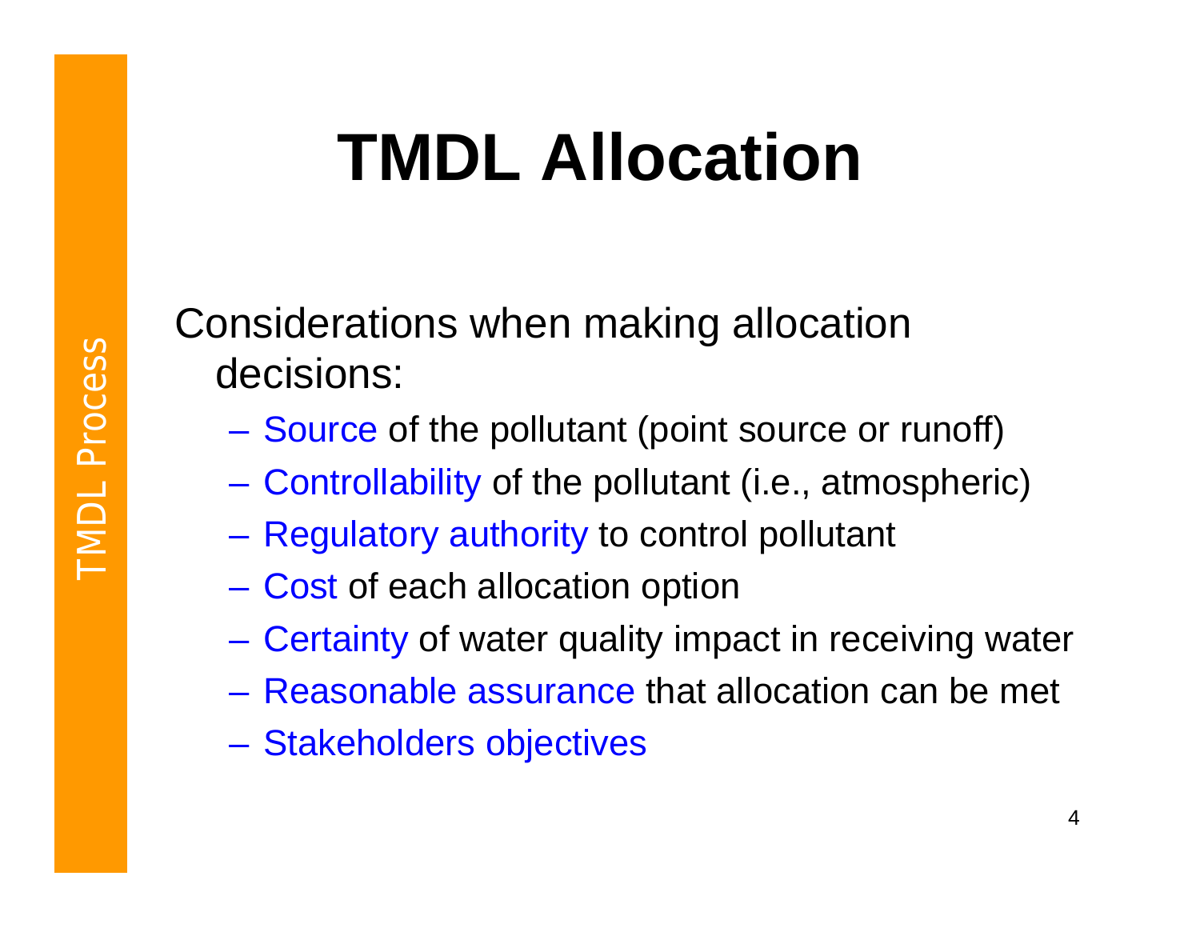# TMDL Allocation

Considerations when making allocation decisions:

- Source of the pollutant (point source or runoff)
- Controllability of the pollutant (i.e., atmospheric)
- Regulatory authority to control pollutant
- Cost of each allocation option
- Certainty of water quality impact in receiving water
- Reasonable assurance that allocation can be met
- Stakeholders objectives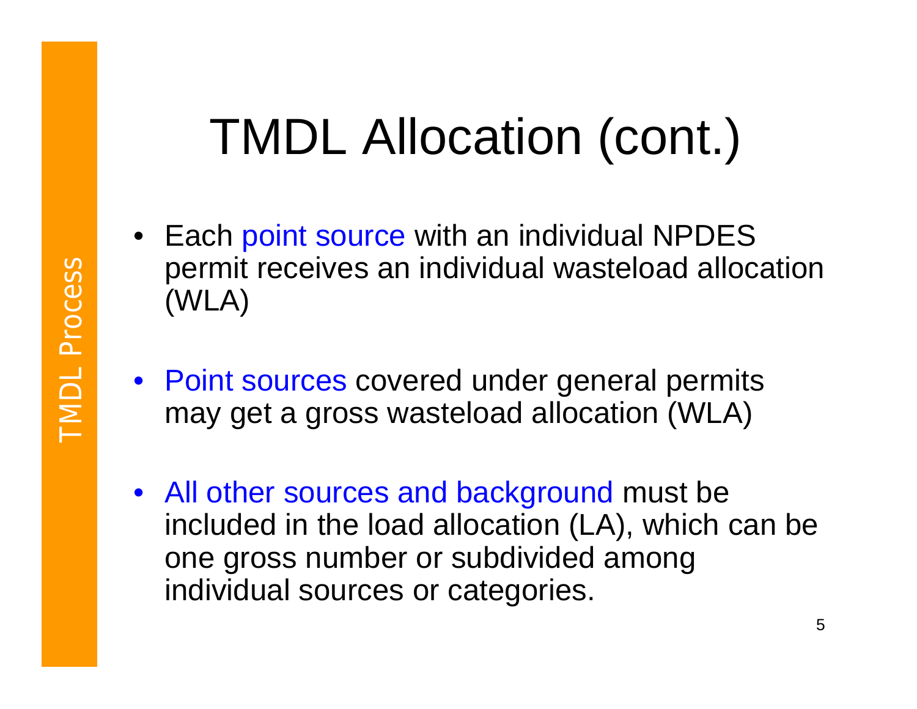# TMDL Allocation (cont.)

- Each point source with an individual NPDES permit receives an individual wasteload allocation (WLA)
- Point sources covered under general permits may get a gross wasteload allocation (WLA)
- All other sources and background must be included in the load allocation (LA), which can be one gross number or subdivided among individual sources or categories.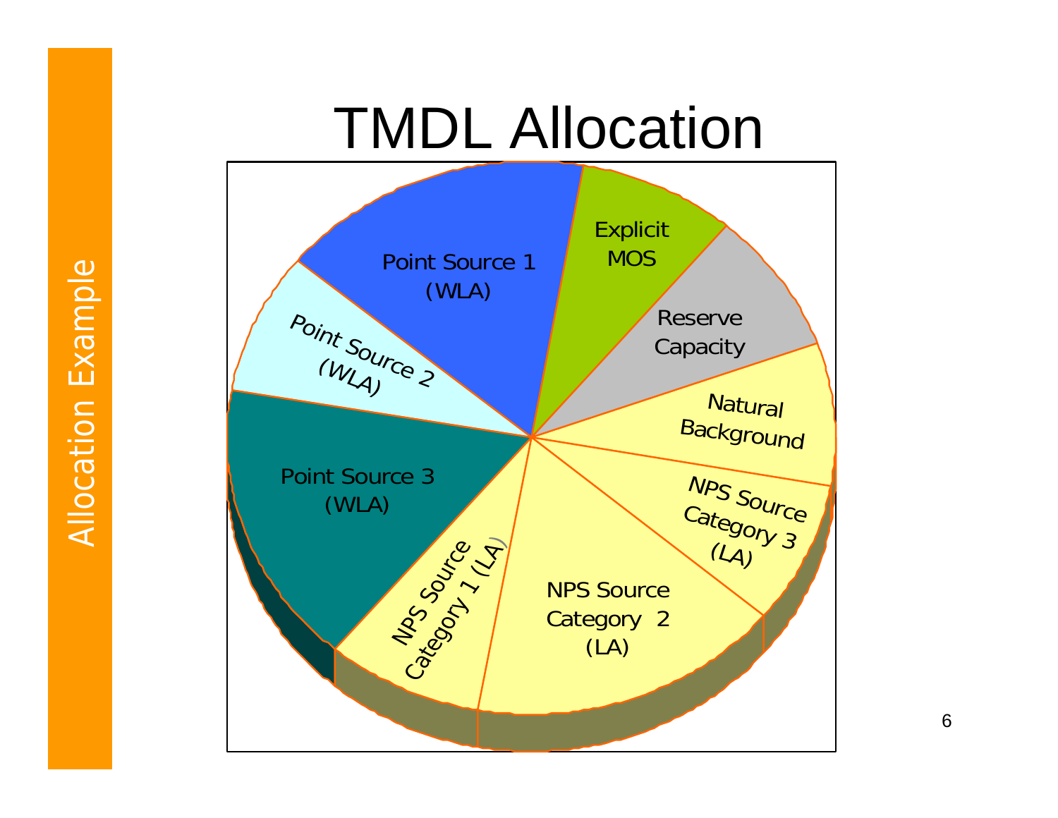# TMDL Allocation

Allocation Example

- Point Source 1 (WLA)
- Explicit MOS
- Reserve Capacity
- Natural Background
- NPS Source Category 3 (LA)
- NPS Source Category 2 (LA)
- NPS Source Category 1 (LA)
- Point Source 3 (WLA)
- Point Source 2 (WLA)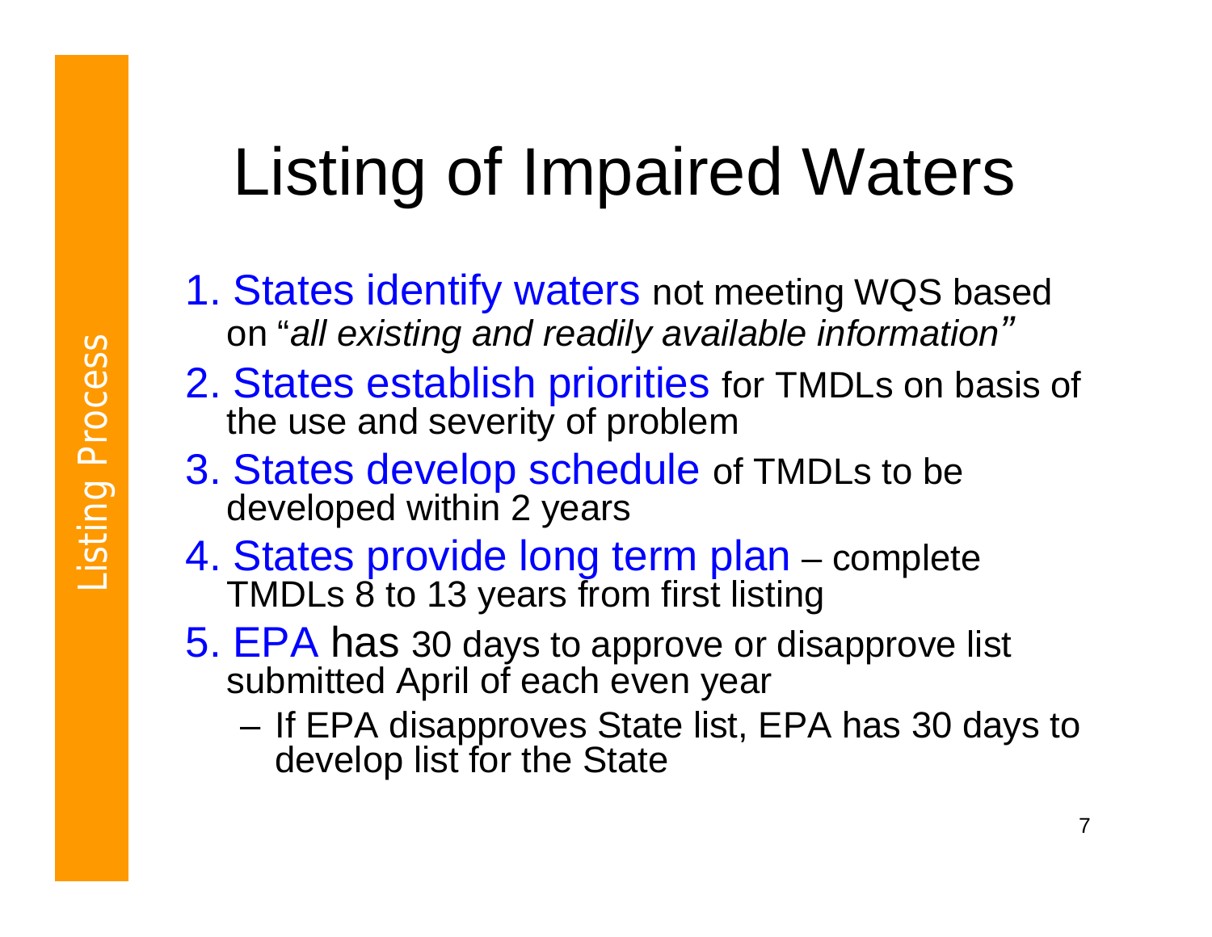Listing Process

# Listing of Impaired Waters

1. States identify waters not meeting WQS based on "*all existing and readily available information*"
2. States establish priorities for TMDLs on basis of the use and severity of problem
3. States develop schedule of TMDLs to be developed within 2 years
4. States provide long term plan – complete TMDLs 8 to 13 years from first listing
5. EPA has 30 days to approve or disapprove list submitted April of each even year
   - If EPA disapproves State list, EPA has 30 days to develop list for the State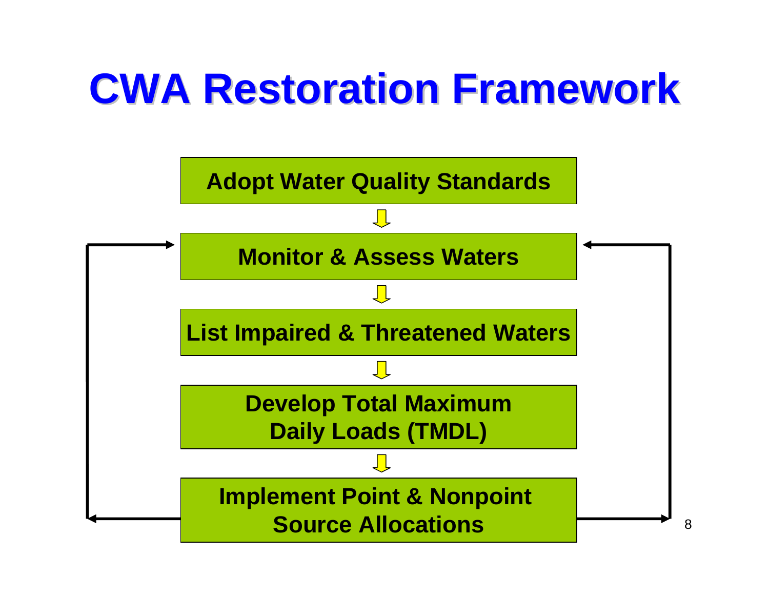# CWA Restoration Framework

- Adopt Water Quality Standards
- Monitor & Assess Waters
- List Impaired & Threatened Waters
- Develop Total Maximum Daily Loads (TMDL)
- Implement Point & Nonpoint Source Allocations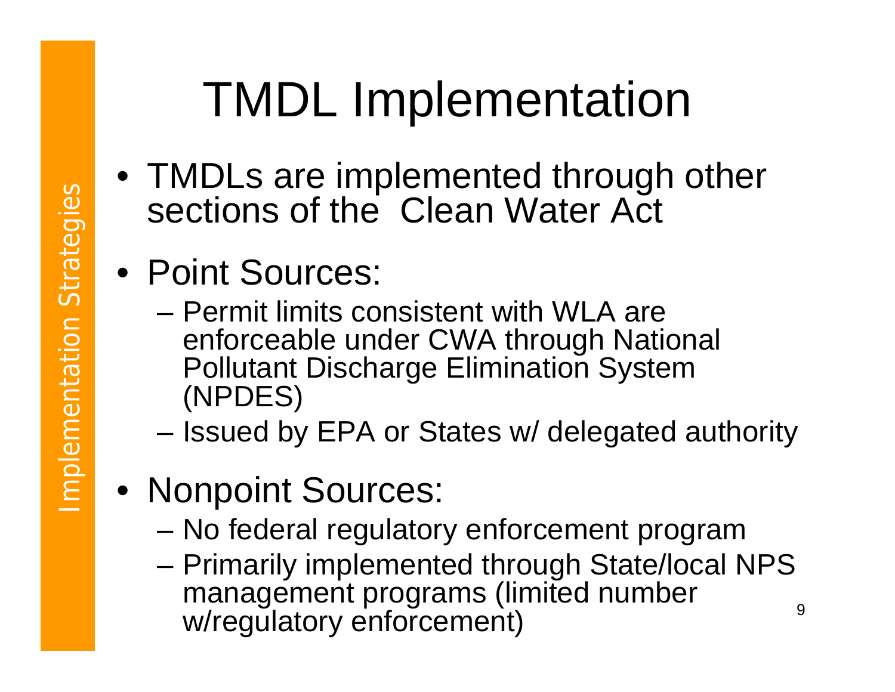Implementation Strategies

# TMDL Implementation

- TMDLs are implemented through other sections of the Clean Water Act
- Point Sources:
  - Permit limits consistent with WLA are enforceable under CWA through National Pollutant Discharge Elimination System (NPDES)
  - Issued by EPA or States w/ delegated authority
- Nonpoint Sources:
  - No federal regulatory enforcement program
  - Primarily implemented through State/local NPS management programs (limited number w/regulatory enforcement)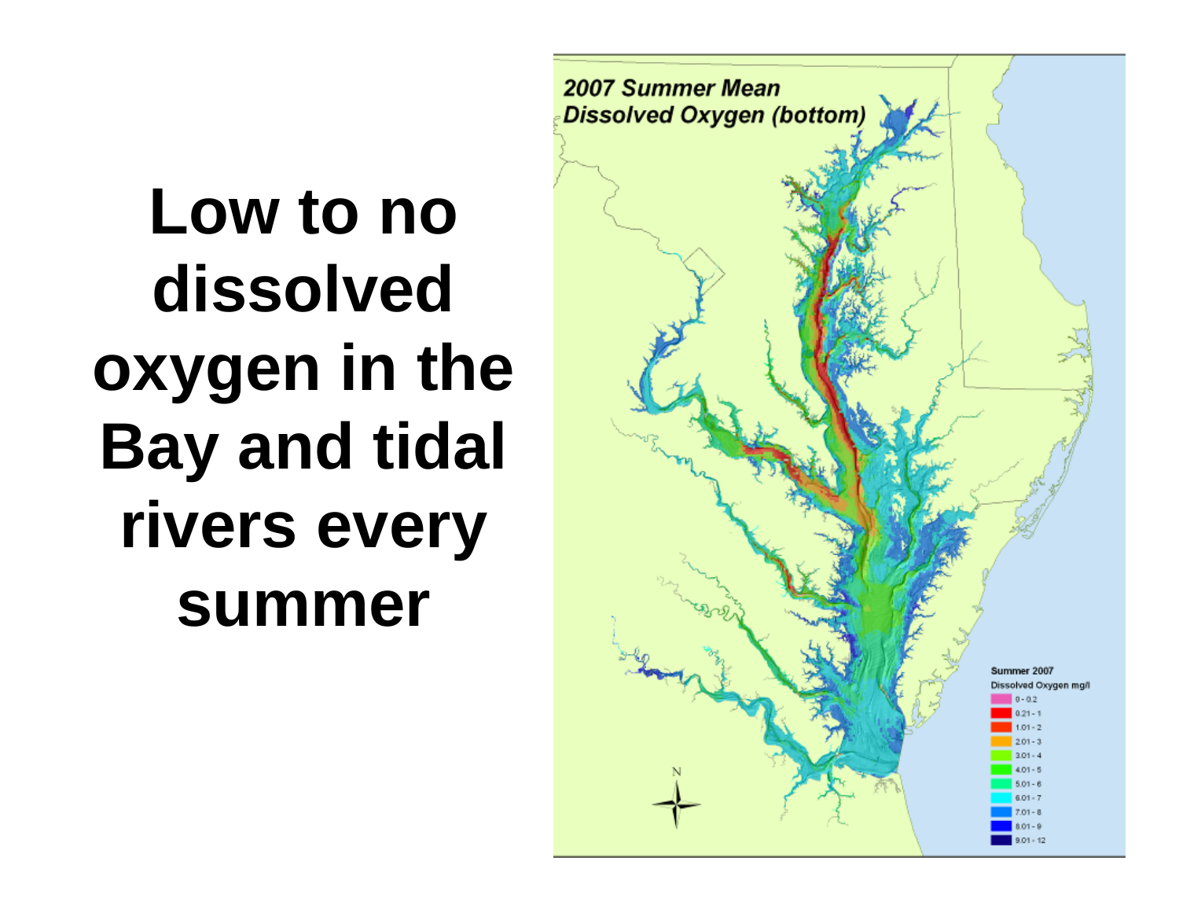# Low to no dissolved oxygen in the Bay and tidal rivers every summer

*2007 Summer Mean Dissolved Oxygen (bottom)*

Summer 2007
Dissolved Oxygen mg/l

- 0 - 0.2
- 0.21 - 1
- 1.01 - 2
- 2.01 - 3
- 3.01 - 4
- 4.01 - 5
- 5.01 - 6
- 6.01 - 7
- 7.01 - 8
- 8.01 - 9
- 9.01 - 12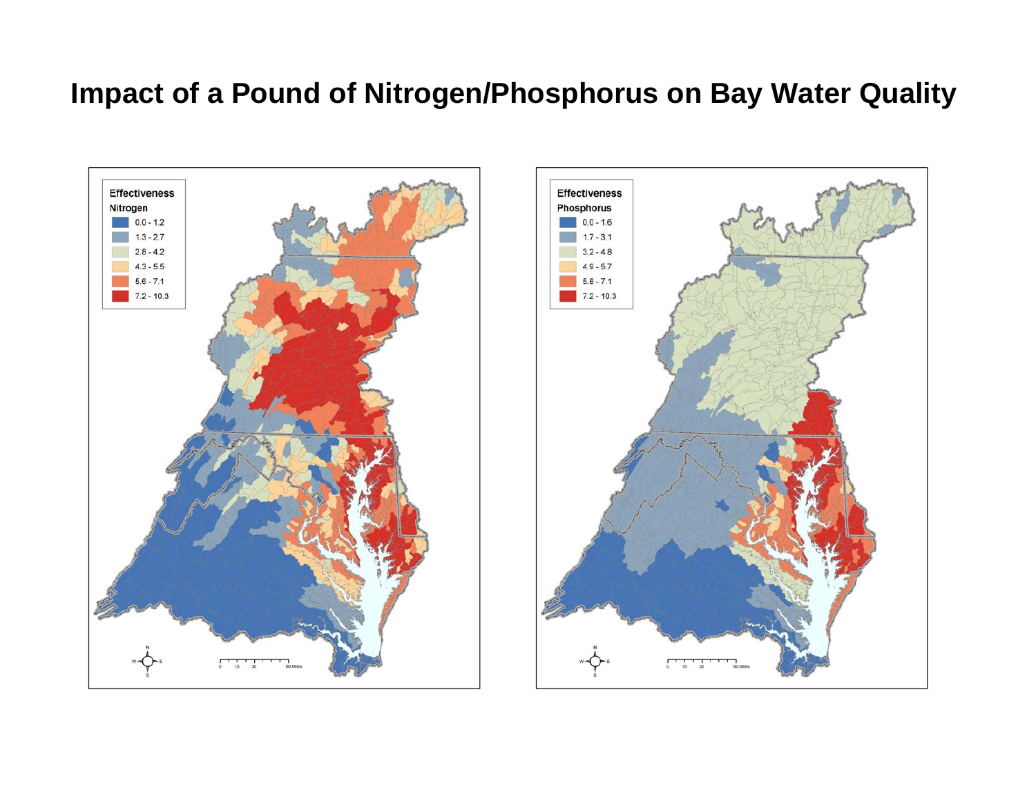# Impact of a Pound of Nitrogen/Phosphorus on Bay Water Quality

**Effectiveness**
**Nitrogen**

- 0.0 - 1.2
- 1.3 - 2.7
- 2.8 - 4.2
- 4.3 - 5.5
- 5.6 - 7.1
- 7.2 - 10.3

**Effectiveness**
**Phosphorus**

- 0.0 - 1.6
- 1.7 - 3.1
- 3.2 - 4.8
- 4.9 - 5.7
- 5.8 - 7.1
- 7.2 - 10.3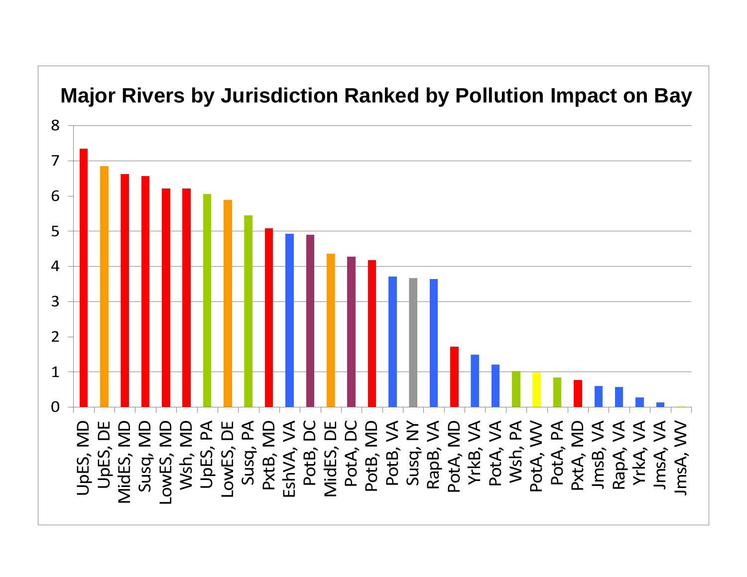**Major Rivers by Jurisdiction Ranked by Pollution Impact on Bay**

Y-axis: 0, 1, 2, 3, 4, 5, 6, 7, 8

X-axis (in ranked order):

UpES, MD; UpES, DE; MidES, MD; Susq, MD; LowES, MD; Wsh, MD; UpES, PA; LowES, DE; Susq, PA; PxtB, MD; EshVA, VA; PotB, DC; MidES, DE; PotA, DC; PotB, MD; PotB, VA; Susq, NY; RapB, VA; PotA, MD; YrkB, VA; PotA, VA; Wsh, PA; PotA, WV; PotA, PA; PxtA, MD; JmsB, VA; RapA, VA; YrkA, VA; JmsA, VA; JmsA, WV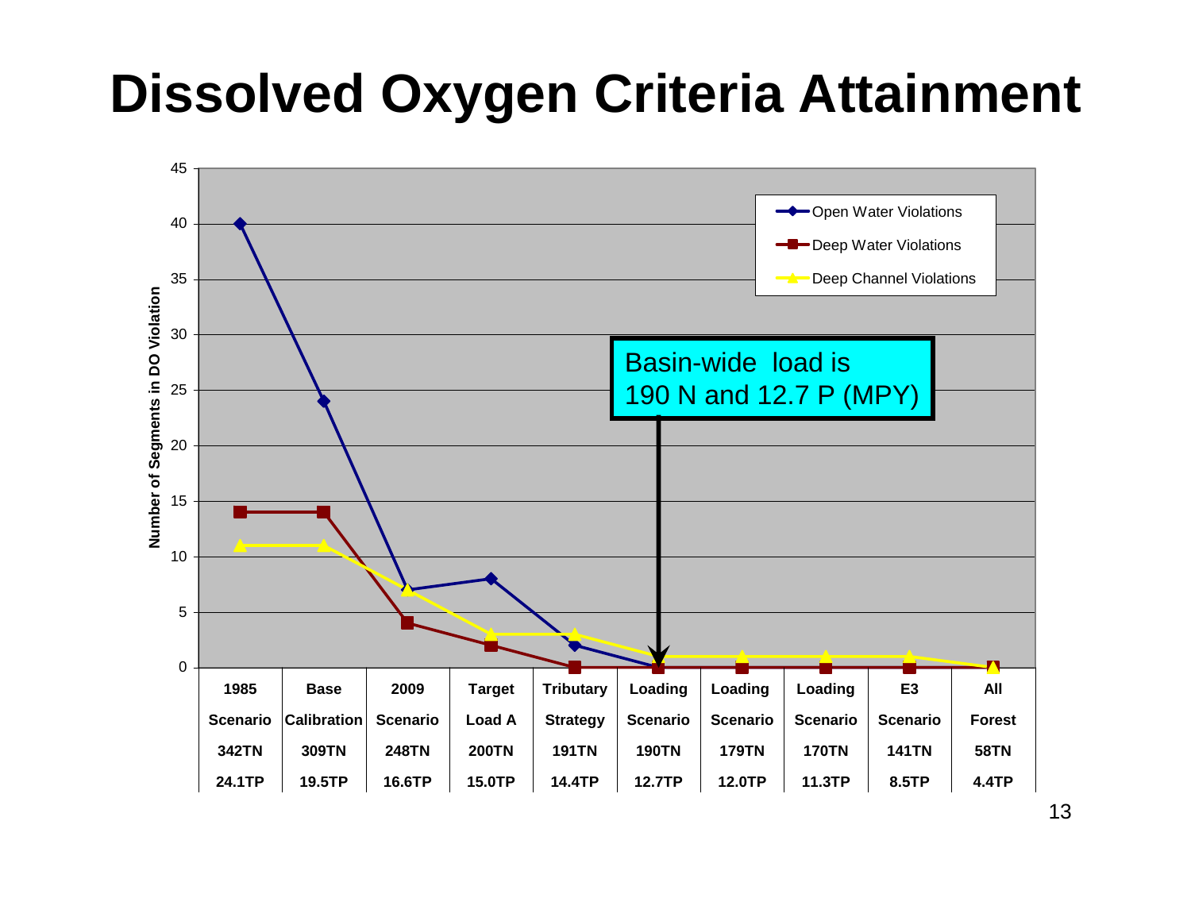# Dissolved Oxygen Criteria Attainment

Basin-wide load is 190 N and 12.7 P (MPY)

| Scenario | Open Water Violations | Deep Water Violations | Deep Channel Violations |
|---|---|---|---|
| 1985 Scenario 342TN 24.1TP | 40 | 14 | 11 |
| Base Calibration 309TN 19.5TP | 24 | 14 | 11 |
| 2009 Scenario 248TN 16.6TP | 7 | 4 | 7 |
| Target Load A 200TN 15.0TP | 8 | 2 | 3 |
| Tributary Strategy 191TN 14.4TP | 2 | 0 | 3 |
| Loading Scenario 190TN 12.7TP | 0 | 0 | 1 |
| Loading Scenario 179TN 12.0TP | 0 | 0 | 1 |
| Loading Scenario 170TN 11.3TP | 0 | 0 | 1 |
| E3 Scenario 141TN 8.5TP | 0 | 0 | 1 |
| All Forest 58TN 4.4TP | 0 | 0 | 0 |

Y-axis: Number of Segments in DO Violation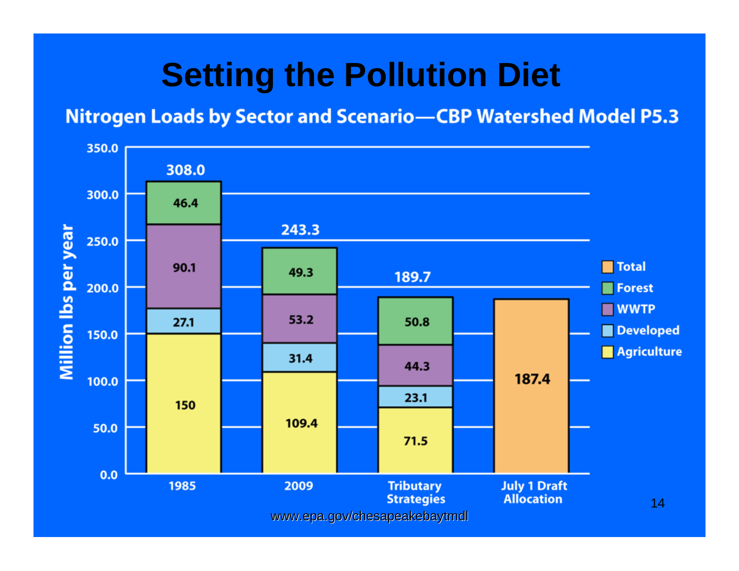# Setting the Pollution Diet

## Nitrogen Loads by Sector and Scenario—CBP Watershed Model P5.3

Million lbs per year

| Sector | 1985 | 2009 | Tributary Strategies | July 1 Draft Allocation |
|---|---|---|---|---|
| Forest | 46.4 | 49.3 | 50.8 | |
| WWTP | 90.1 | 53.2 | 44.3 | |
| Developed | 27.1 | 31.4 | 23.1 | |
| Agriculture | 150 | 109.4 | 71.5 | |
| Total | 308.0 | 243.3 | 189.7 | 187.4 |

www.epa.gov/chesapeakebaytmdl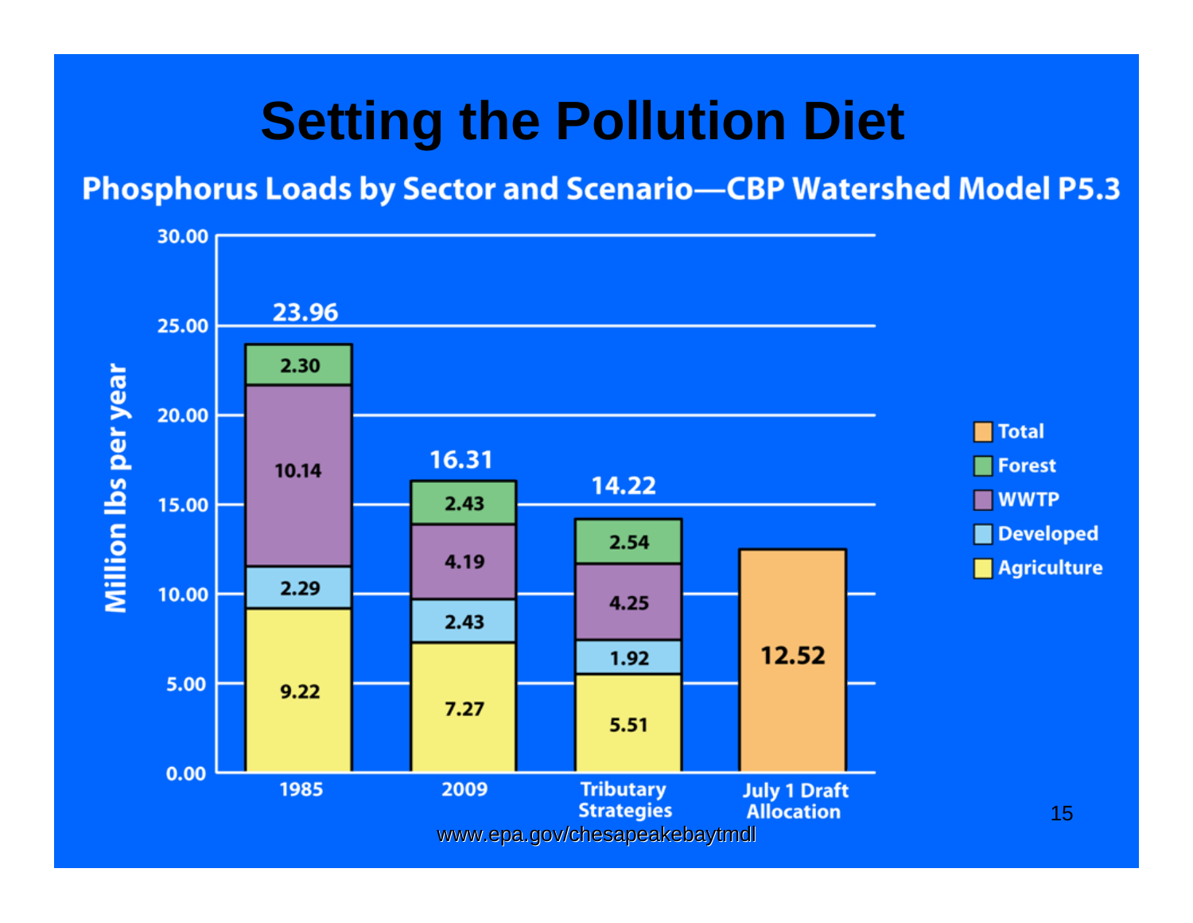# Setting the Pollution Diet

## Phosphorus Loads by Sector and Scenario—CBP Watershed Model P5.3

| Million lbs per year | 1985 | 2009 | Tributary Strategies | July 1 Draft Allocation |
|---|---|---|---|---|
| Forest | 2.30 | 2.43 | 2.54 | |
| WWTP | 10.14 | 4.19 | 4.25 | |
| Developed | 2.29 | 2.43 | 1.92 | |
| Agriculture | 9.22 | 7.27 | 5.51 | |
| Total | 23.96 | 16.31 | 14.22 | 12.52 |

www.epa.gov/chesapeakebaytmdl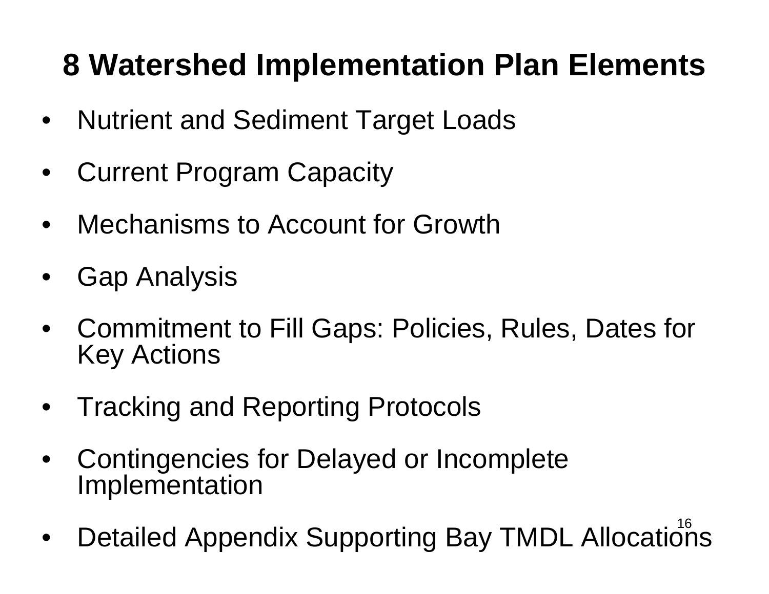# 8 Watershed Implementation Plan Elements

- Nutrient and Sediment Target Loads
- Current Program Capacity
- Mechanisms to Account for Growth
- Gap Analysis
- Commitment to Fill Gaps: Policies, Rules, Dates for Key Actions
- Tracking and Reporting Protocols
- Contingencies for Delayed or Incomplete Implementation
- Detailed Appendix Supporting Bay TMDL Allocations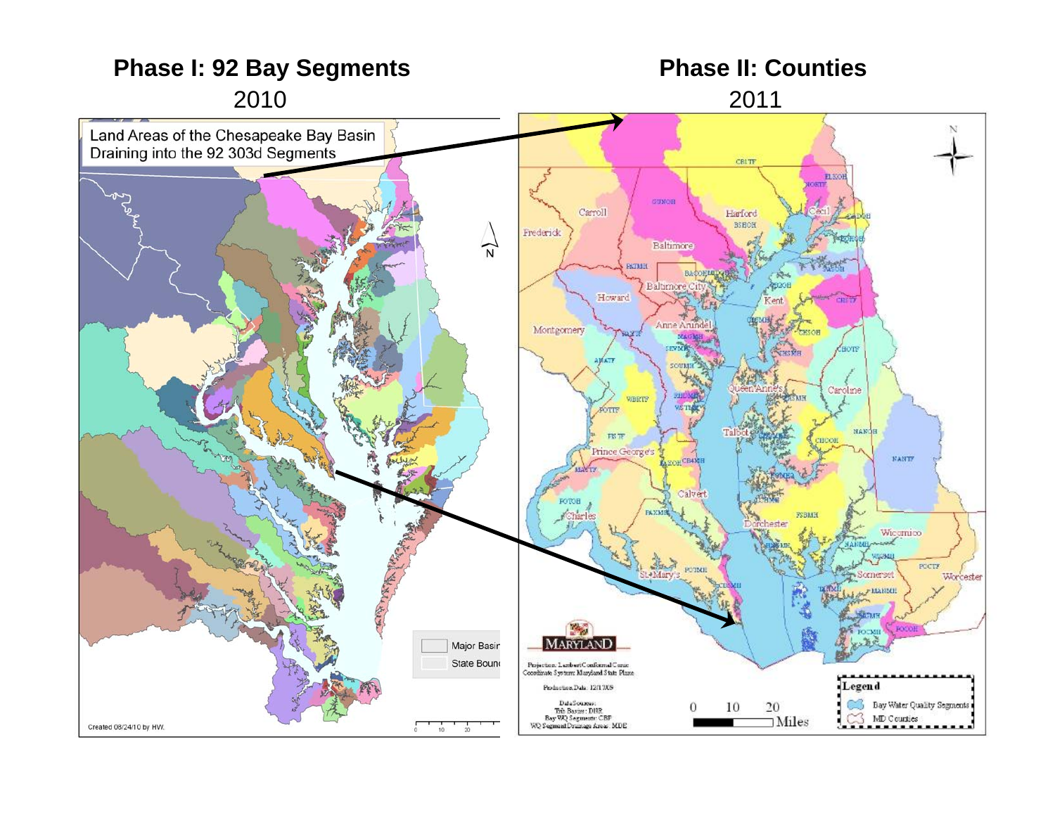## Phase I: 92 Bay Segments

2010

## Phase II: Counties

2011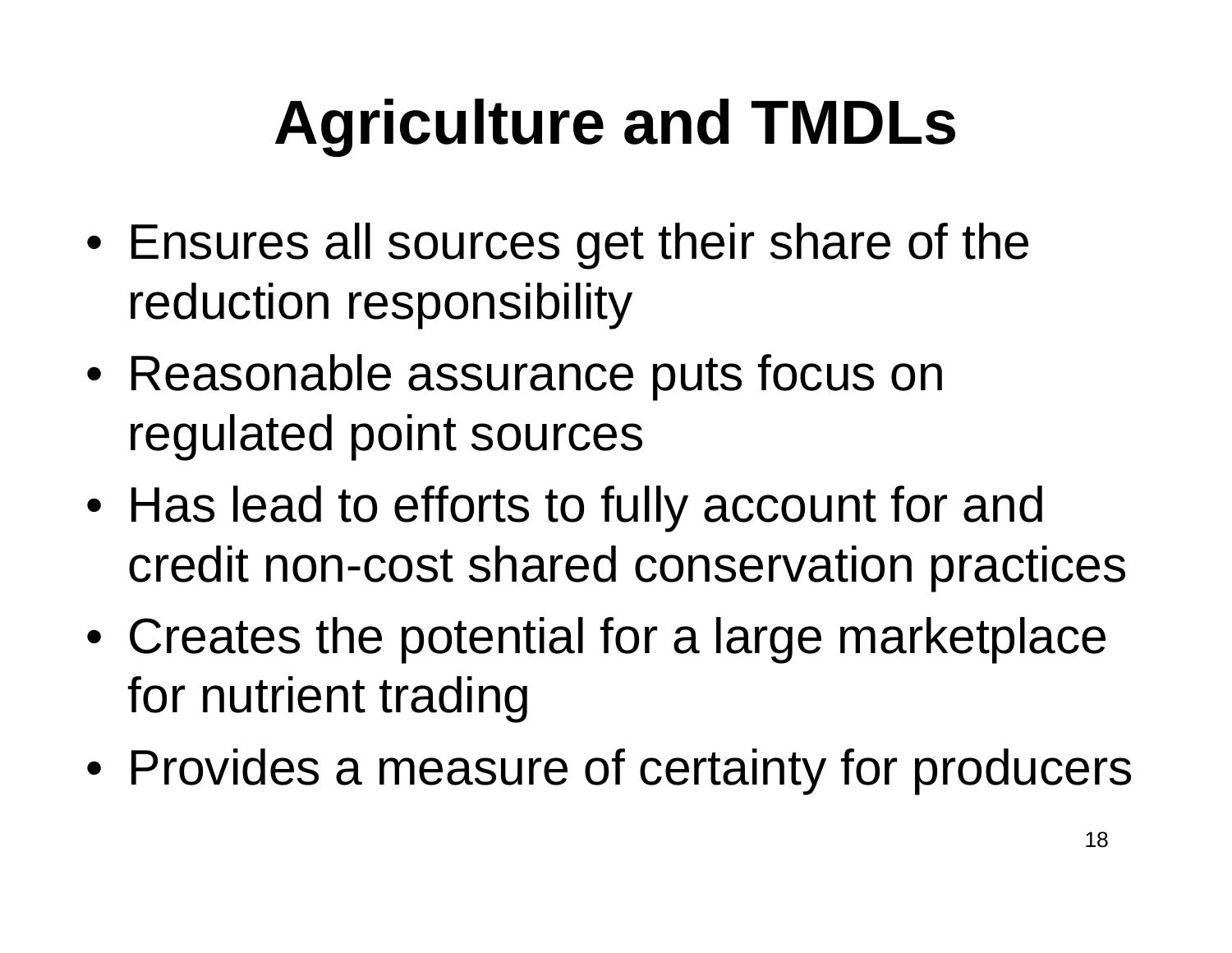# Agriculture and TMDLs

- Ensures all sources get their share of the reduction responsibility
- Reasonable assurance puts focus on regulated point sources
- Has lead to efforts to fully account for and credit non-cost shared conservation practices
- Creates the potential for a large marketplace for nutrient trading
- Provides a measure of certainty for producers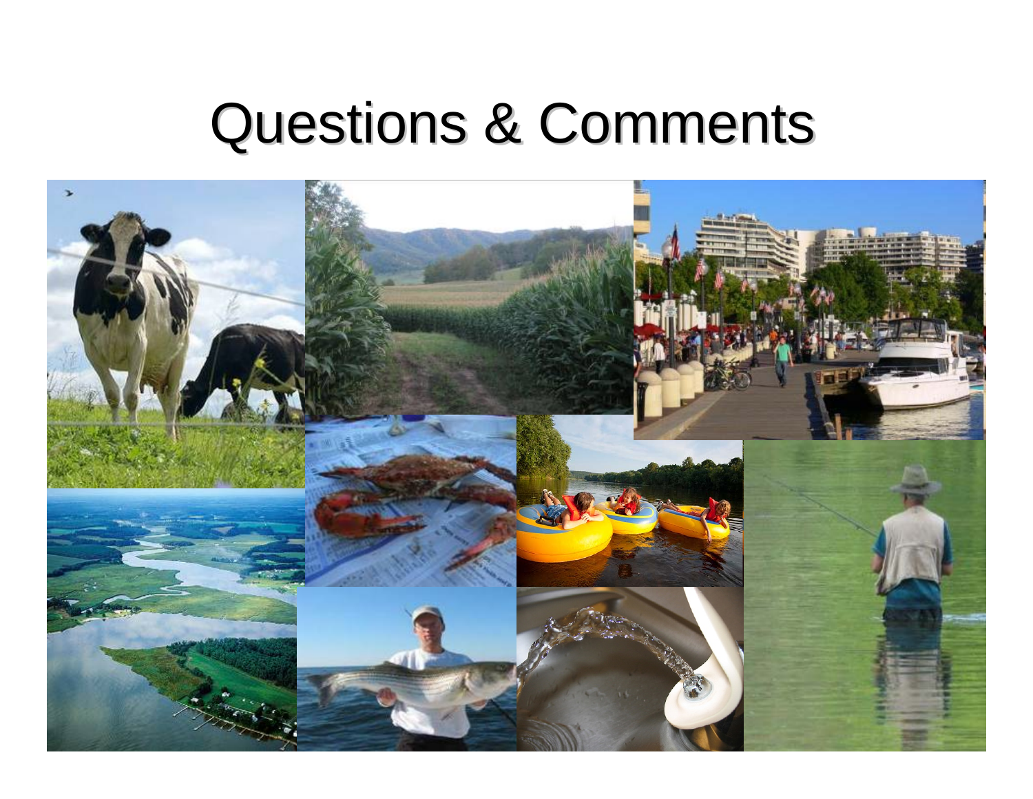# Questions & Comments